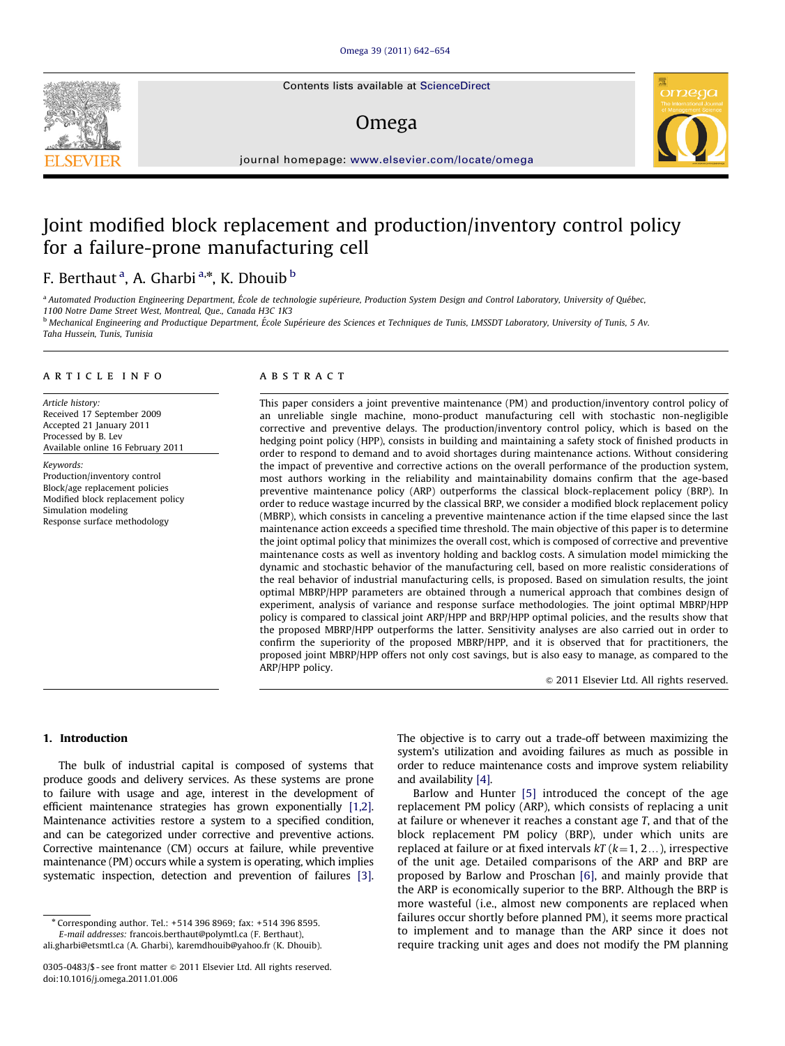# Joint modified block replacement and production/inventory control policy for a failure-prone manufacturing cell

F. Berthaut [a], A. Gharbi [a,*], K. Dhouib [b]

[a] Automated Production Engineering Department, École de technologie supérieure, Production System Design and Control Laboratory, University of Québec, 1100 Notre Dame Street West, Montreal, Que., Canada H3C 1K3

[b] Mechanical Engineering and Productique Department, École Supérieure des Sciences et Techniques de Tunis, LMSSDT Laboratory, University of Tunis, 5 Av. Taha Hussein, Tunis, Tunisia

## ARTICLE INFO

*Article history:*
Received 17 September 2009
Accepted 21 January 2011
Processed by B. Lev
Available online 16 February 2011

*Keywords:*
Production/inventory control
Block/age replacement policies
Modified block replacement policy
Simulation modeling
Response surface methodology

## ABSTRACT

This paper considers a joint preventive maintenance (PM) and production/inventory control policy of an unreliable single machine, mono-product manufacturing cell with stochastic non-negligible corrective and preventive delays. The production/inventory control policy, which is based on the hedging point policy (HPP), consists in building and maintaining a safety stock of finished products in order to respond to demand and to avoid shortages during maintenance actions. Without considering the impact of preventive and corrective actions on the overall performance of the production system, most authors working in the reliability and maintainability domains confirm that the age-based preventive maintenance policy (ARP) outperforms the classical block-replacement policy (BRP). In order to reduce wastage incurred by the classical BRP, we consider a modified block replacement policy (MBRP), which consists in canceling a preventive maintenance action if the time elapsed since the last maintenance action exceeds a specified time threshold. The main objective of this paper is to determine the joint optimal policy that minimizes the overall cost, which is composed of corrective and preventive maintenance costs as well as inventory holding and backlog costs. A simulation model mimicking the dynamic and stochastic behavior of the manufacturing cell, based on more realistic considerations of the real behavior of industrial manufacturing cells, is proposed. Based on simulation results, the joint optimal MBRP/HPP parameters are obtained through a numerical approach that combines design of experiment, analysis of variance and response surface methodologies. The joint optimal MBRP/HPP policy is compared to classical joint ARP/HPP and BRP/HPP optimal policies, and the results show that the proposed MBRP/HPP outperforms the latter. Sensitivity analyses are also carried out in order to confirm the superiority of the proposed MBRP/HPP, and it is observed that for practitioners, the proposed joint MBRP/HPP offers not only cost savings, but is also easy to manage, as compared to the ARP/HPP policy.

© 2011 Elsevier Ltd. All rights reserved.

## 1. Introduction

The bulk of industrial capital is composed of systems that produce goods and delivery services. As these systems are prone to failure with usage and age, interest in the development of efficient maintenance strategies has grown exponentially [1,2]. Maintenance activities restore a system to a specified condition, and can be categorized under corrective and preventive actions. Corrective maintenance (CM) occurs at failure, while preventive maintenance (PM) occurs while a system is operating, which implies systematic inspection, detection and prevention of failures [3]. The objective is to carry out a trade-off between maximizing the system's utilization and avoiding failures as much as possible in order to reduce maintenance costs and improve system reliability and availability [4].

Barlow and Hunter [5] introduced the concept of the age replacement PM policy (ARP), which consists of replacing a unit at failure or whenever it reaches a constant age $T$, and that of the block replacement PM policy (BRP), under which units are replaced at failure or at fixed intervals $kT$ ($k=1, 2\ldots$), irrespective of the unit age. Detailed comparisons of the ARP and BRP are proposed by Barlow and Proschan [6], and mainly provide that the ARP is economically superior to the BRP. Although the BRP is more wasteful (i.e., almost new components are replaced when failures occur shortly before planned PM), it seems more practical to implement and to manage than the ARP since it does not require tracking unit ages and does not modify the PM planning

* Corresponding author. Tel.: +514 396 8969; fax: +514 396 8595.
*E-mail addresses:* francois.berthaut@polymtl.ca (F. Berthaut), ali.gharbi@etsmtl.ca (A. Gharbi), karemdhouib@yahoo.fr (K. Dhouib).

0305-0483/$ - see front matter © 2011 Elsevier Ltd. All rights reserved.
doi:10.1016/j.omega.2011.01.006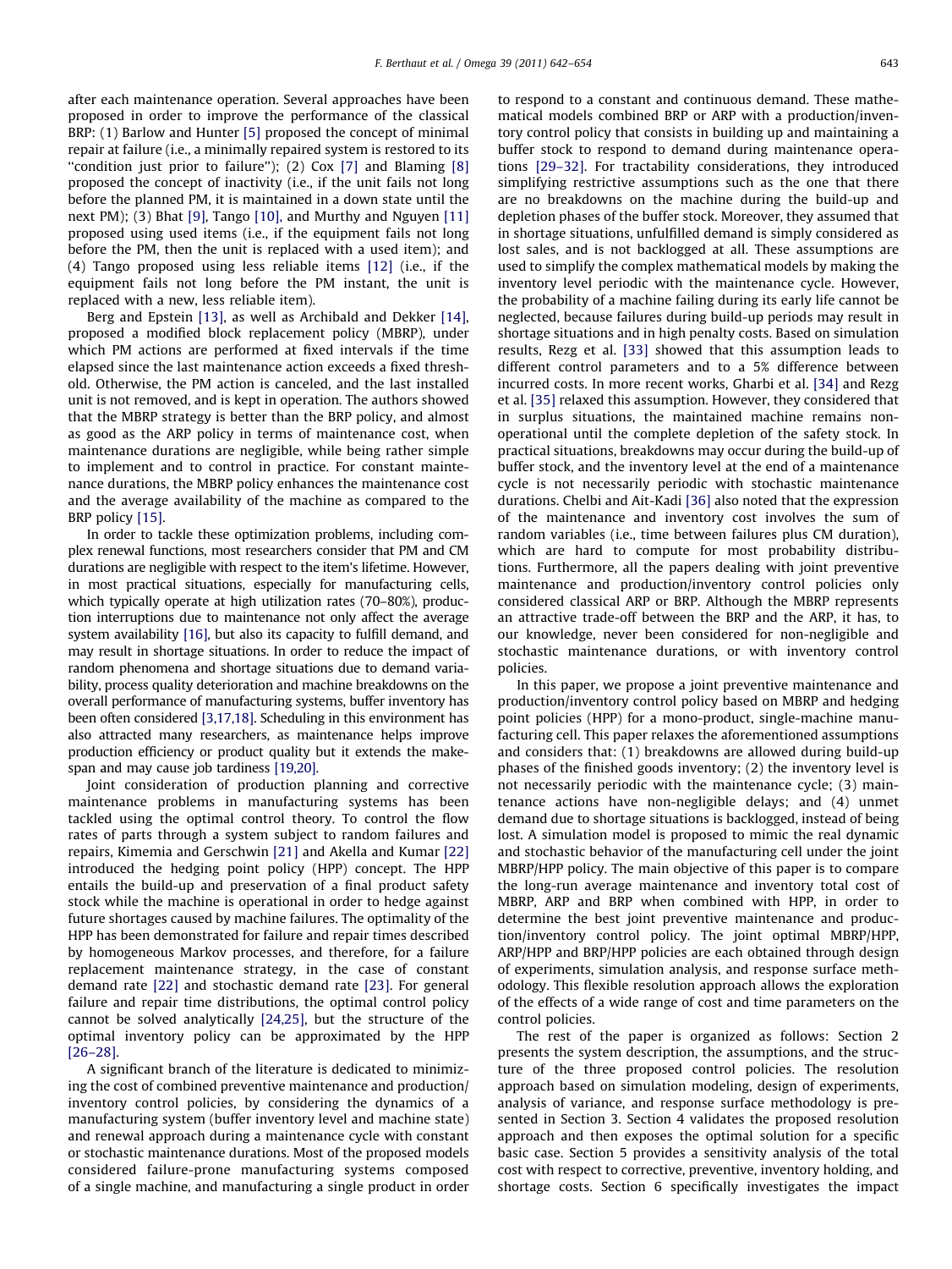after each maintenance operation. Several approaches have been proposed in order to improve the performance of the classical BRP: (1) Barlow and Hunter [5] proposed the concept of minimal repair at failure (i.e., a minimally repaired system is restored to its "condition just prior to failure"); (2) Cox [7] and Blaming [8] proposed the concept of inactivity (i.e., if the unit fails not long before the planned PM, it is maintained in a down state until the next PM); (3) Bhat [9], Tango [10], and Murthy and Nguyen [11] proposed using used items (i.e., if the equipment fails not long before the PM, then the unit is replaced with a used item); and (4) Tango proposed using less reliable items [12] (i.e., if the equipment fails not long before the PM instant, the unit is replaced with a new, less reliable item).

Berg and Epstein [13], as well as Archibald and Dekker [14], proposed a modified block replacement policy (MBRP), under which PM actions are performed at fixed intervals if the time elapsed since the last maintenance action exceeds a fixed threshold. Otherwise, the PM action is canceled, and the last installed unit is not removed, and is kept in operation. The authors showed that the MBRP strategy is better than the BRP policy, and almost as good as the ARP policy in terms of maintenance cost, when maintenance durations are negligible, while being rather simple to implement and to control in practice. For constant maintenance durations, the MBRP policy enhances the maintenance cost and the average availability of the machine as compared to the BRP policy [15].

In order to tackle these optimization problems, including complex renewal functions, most researchers consider that PM and CM durations are negligible with respect to the item's lifetime. However, in most practical situations, especially for manufacturing cells, which typically operate at high utilization rates (70–80%), production interruptions due to maintenance not only affect the average system availability [16], but also its capacity to fulfill demand, and may result in shortage situations. In order to reduce the impact of random phenomena and shortage situations due to demand variability, process quality deterioration and machine breakdowns on the overall performance of manufacturing systems, buffer inventory has been often considered [3,17,18]. Scheduling in this environment has also attracted many researchers, as maintenance helps improve production efficiency or product quality but it extends the makespan and may cause job tardiness [19,20].

Joint consideration of production planning and corrective maintenance problems in manufacturing systems has been tackled using the optimal control theory. To control the flow rates of parts through a system subject to random failures and repairs, Kimemia and Gerschwin [21] and Akella and Kumar [22] introduced the hedging point policy (HPP) concept. The HPP entails the build-up and preservation of a final product safety stock while the machine is operational in order to hedge against future shortages caused by machine failures. The optimality of the HPP has been demonstrated for failure and repair times described by homogeneous Markov processes, and therefore, for a failure replacement maintenance strategy, in the case of constant demand rate [22] and stochastic demand rate [23]. For general failure and repair time distributions, the optimal control policy cannot be solved analytically [24,25], but the structure of the optimal inventory policy can be approximated by the HPP [26–28].

A significant branch of the literature is dedicated to minimizing the cost of combined preventive maintenance and production/inventory control policies, by considering the dynamics of a manufacturing system (buffer inventory level and machine state) and renewal approach during a maintenance cycle with constant or stochastic maintenance durations. Most of the proposed models considered failure-prone manufacturing systems composed of a single machine, and manufacturing a single product in order to respond to a constant and continuous demand. These mathematical models combined BRP or ARP with a production/inventory control policy that consists in building up and maintaining a buffer stock to respond to demand during maintenance operations [29–32]. For tractability considerations, they introduced simplifying restrictive assumptions such as the one that there are no breakdowns on the machine during the build-up and depletion phases of the buffer stock. Moreover, they assumed that in shortage situations, unfulfilled demand is simply considered as lost sales, and is not backlogged at all. These assumptions are used to simplify the complex mathematical models by making the inventory level periodic with the maintenance cycle. However, the probability of a machine failing during its early life cannot be neglected, because failures during build-up periods may result in shortage situations and in high penalty costs. Based on simulation results, Rezg et al. [33] showed that this assumption leads to different control parameters and to a 5% difference between incurred costs. In more recent works, Gharbi et al. [34] and Rezg et al. [35] relaxed this assumption. However, they considered that in surplus situations, the maintained machine remains non-operational until the complete depletion of the safety stock. In practical situations, breakdowns may occur during the build-up of buffer stock, and the inventory level at the end of a maintenance cycle is not necessarily periodic with stochastic maintenance durations. Chelbi and Ait-Kadi [36] also noted that the expression of the maintenance and inventory cost involves the sum of random variables (i.e., time between failures plus CM duration), which are hard to compute for most probability distributions. Furthermore, all the papers dealing with joint preventive maintenance and production/inventory control policies only considered classical ARP or BRP. Although the MBRP represents an attractive trade-off between the BRP and the ARP, it has, to our knowledge, never been considered for non-negligible and stochastic maintenance durations, or with inventory control policies.

In this paper, we propose a joint preventive maintenance and production/inventory control policy based on MBRP and hedging point policies (HPP) for a mono-product, single-machine manufacturing cell. This paper relaxes the aforementioned assumptions and considers that: (1) breakdowns are allowed during build-up phases of the finished goods inventory; (2) the inventory level is not necessarily periodic with the maintenance cycle; (3) maintenance actions have non-negligible delays; and (4) unmet demand due to shortage situations is backlogged, instead of being lost. A simulation model is proposed to mimic the real dynamic and stochastic behavior of the manufacturing cell under the joint MBRP/HPP policy. The main objective of this paper is to compare the long-run average maintenance and inventory total cost of MBRP, ARP and BRP when combined with HPP, in order to determine the best joint preventive maintenance and production/inventory control policy. The joint optimal MBRP/HPP, ARP/HPP and BRP/HPP policies are each obtained through design of experiments, simulation analysis, and response surface methodology. This flexible resolution approach allows the exploration of the effects of a wide range of cost and time parameters on the control policies.

The rest of the paper is organized as follows: Section 2 presents the system description, the assumptions, and the structure of the three proposed control policies. The resolution approach based on simulation modeling, design of experiments, analysis of variance, and response surface methodology is presented in Section 3. Section 4 validates the proposed resolution approach and then exposes the optimal solution for a specific basic case. Section 5 provides a sensitivity analysis of the total cost with respect to corrective, preventive, inventory holding, and shortage costs. Section 6 specifically investigates the impact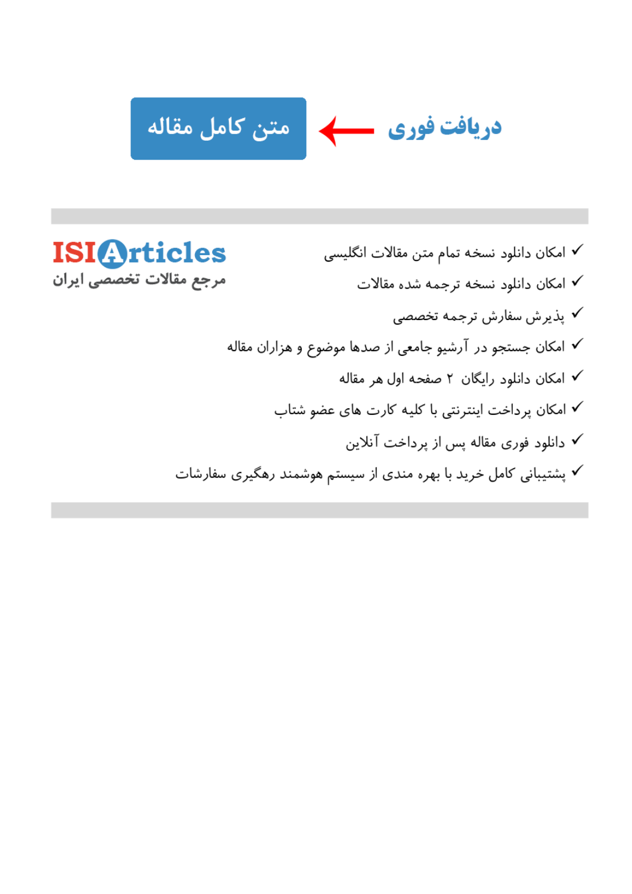دریافت فوری ← **متن کامل مقاله**

**ISIArticles**
مرجع مقالات تخصصی ایران

- ✓ امکان دانلود نسخه تمام متن مقالات انگلیسی
- ✓ امکان دانلود نسخه ترجمه شده مقالات
- ✓ پذیرش سفارش ترجمه تخصصی
- ✓ امکان جستجو در آرشیو جامعی از صدها موضوع و هزاران مقاله
- ✓ امکان دانلود رایگان ۲ صفحه اول هر مقاله
- ✓ امکان پرداخت اینترنتی با کلیه کارت های عضو شتاب
- ✓ دانلود فوری مقاله پس از پرداخت آنلاین
- ✓ پشتیبانی کامل خرید با بهره مندی از سیستم هوشمند رهگیری سفارشات